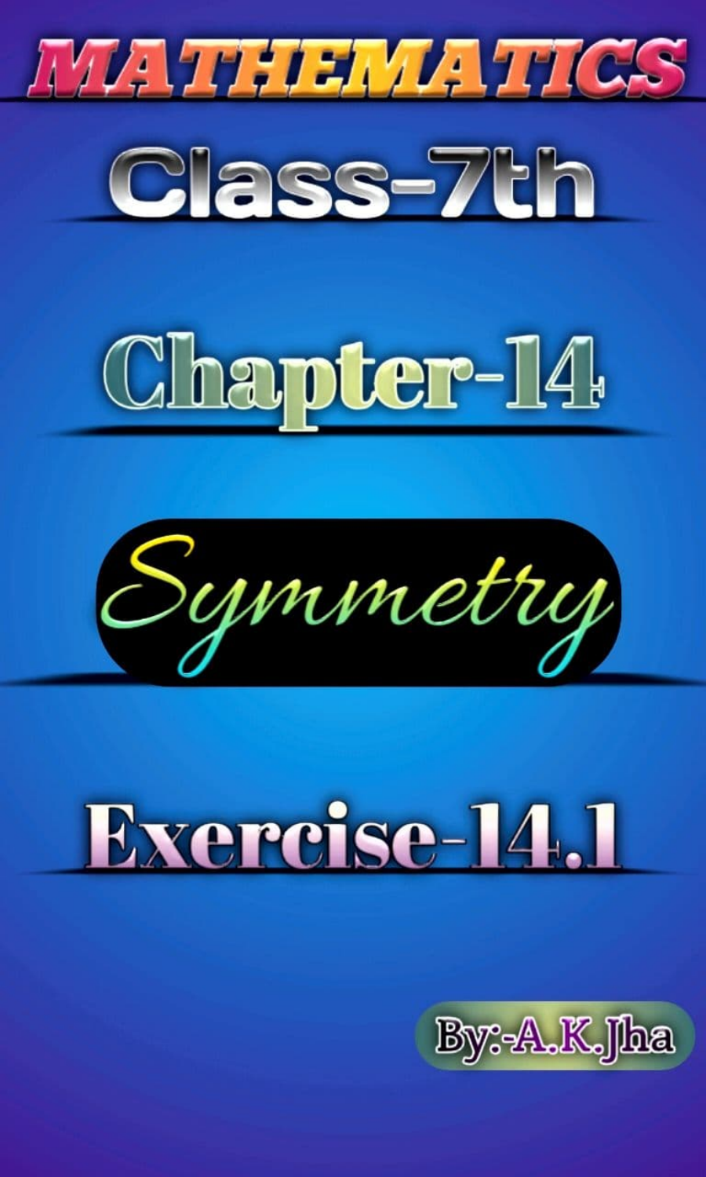# MATHEMATICS

## Class-7th

## Chapter-14

## *Symmetry*

## Exercise-14.1

By:-A.K.Jha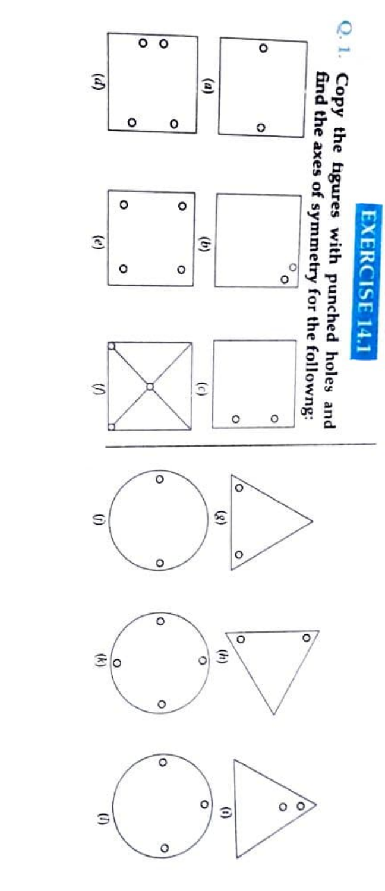## EXERCISE 14.1

**Q. 1.** **Copy the figures with punched holes and find the axes of symmetry for the following:**

(a)

(b)

(c)

(d)

(e)

(f)

(g)

(h)

(i)

(j)

(k)

(l)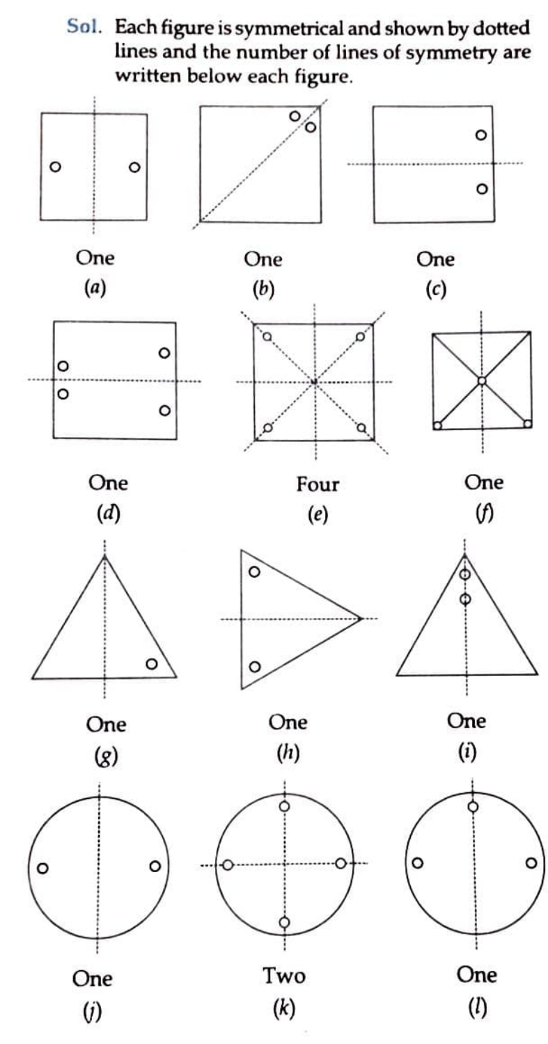**Sol.** Each figure is symmetrical and shown by dotted lines and the number of lines of symmetry are written below each figure.

One

(*a*)

One

(*b*)

One

(*c*)

One

(*d*)

Four

(*e*)

One

(*f*)

One

(*g*)

One

(*h*)

One

(*i*)

One

(*j*)

Two

(*k*)

One

(*l*)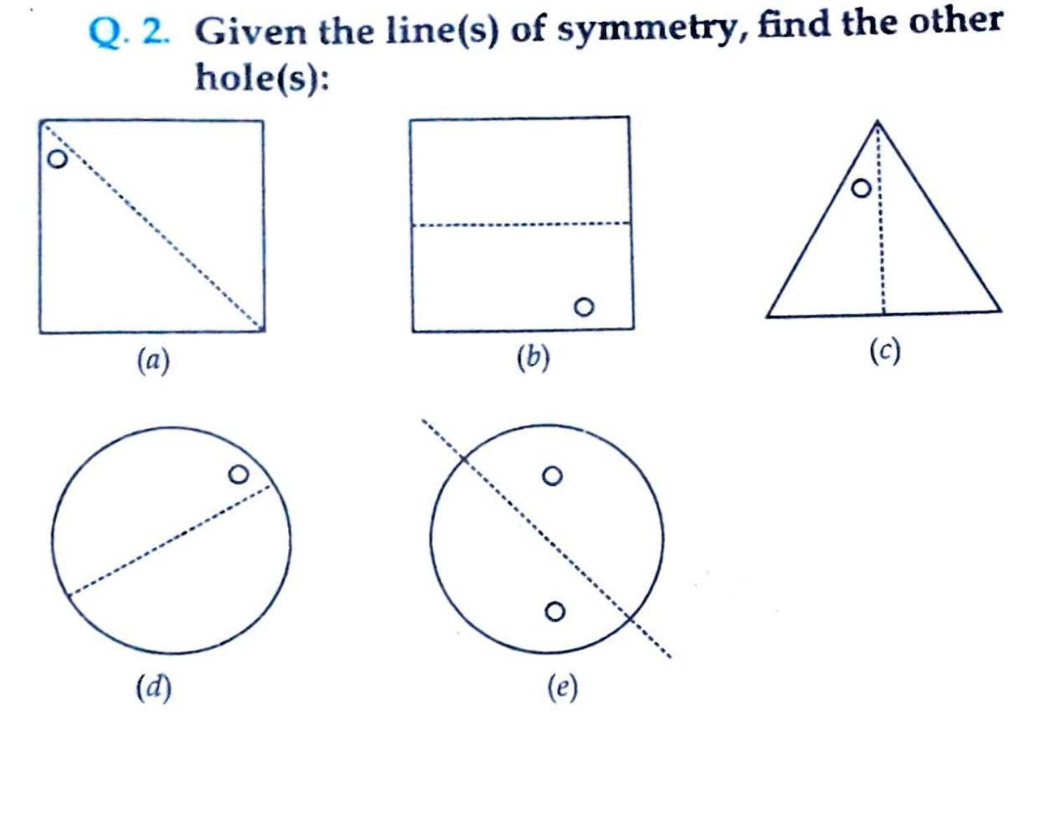**Q. 2.** Given the line(s) of symmetry, find the other hole(s):

(a)

(b)

(c)

(d)

(e)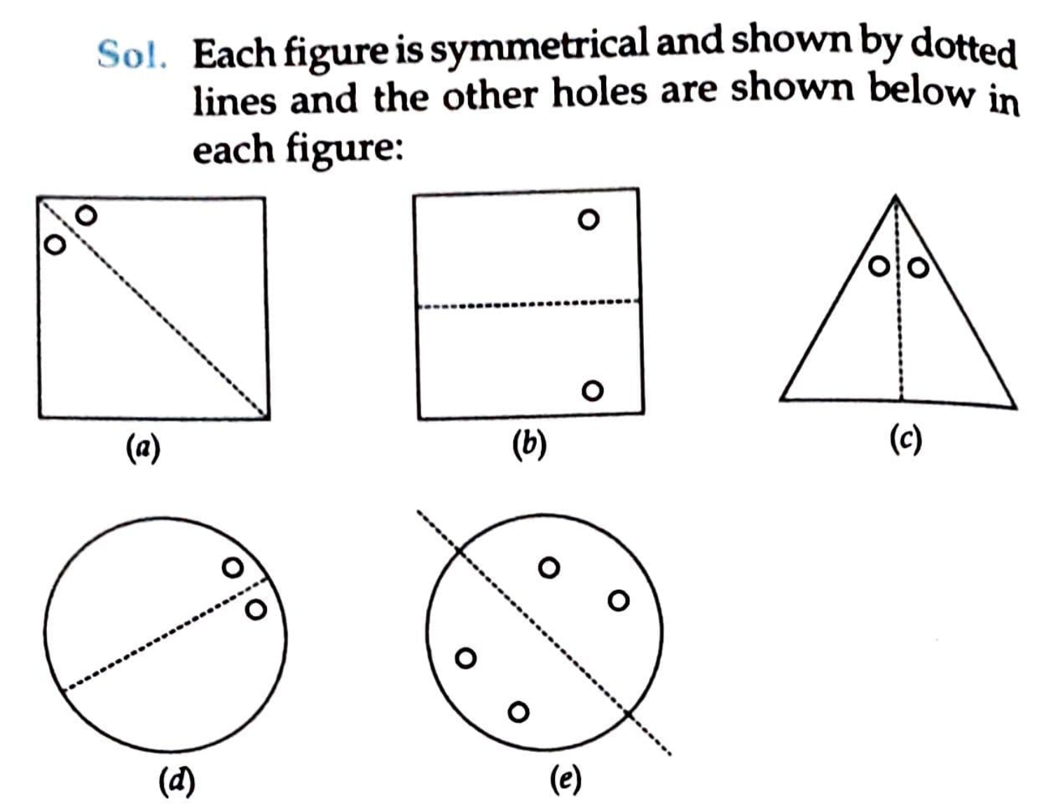**Sol.** Each figure is symmetrical and shown by dotted lines and the other holes are shown below in each figure:

(a)

(b)

(c)

(d)

(e)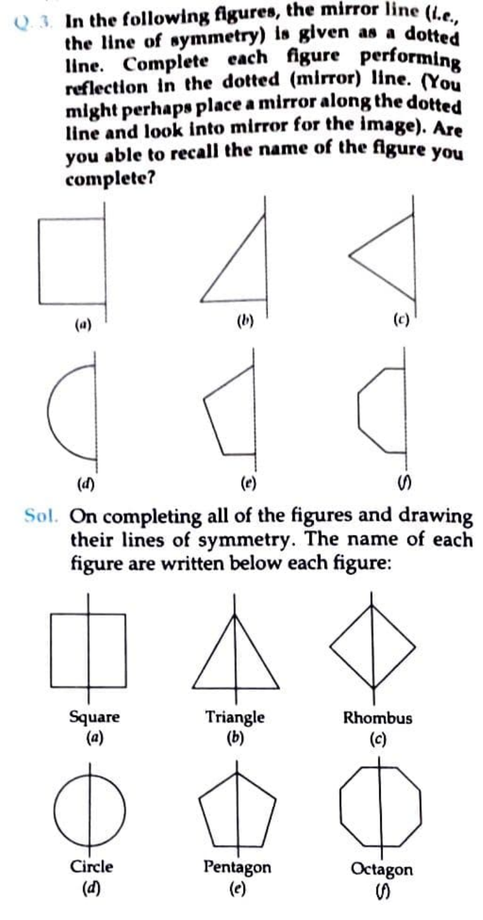**Q. 3.** **In the following figures, the mirror line (*i.e.*, the line of symmetry) is given as a dotted line. Complete each figure performing reflection in the dotted (mirror) line. (You might perhaps place a mirror along the dotted line and look into mirror for the image). Are you able to recall the name of the figure you complete?**

(*a*) (*b*) (*c*)

(*d*) (*e*) (*f*)

**Sol.** On completing all of the figures and drawing their lines of symmetry. The name of each figure are written below each figure:

Square (*a*) Triangle (*b*) Rhombus (*c*)

Circle (*d*) Pentagon (*e*) Octagon (*f*)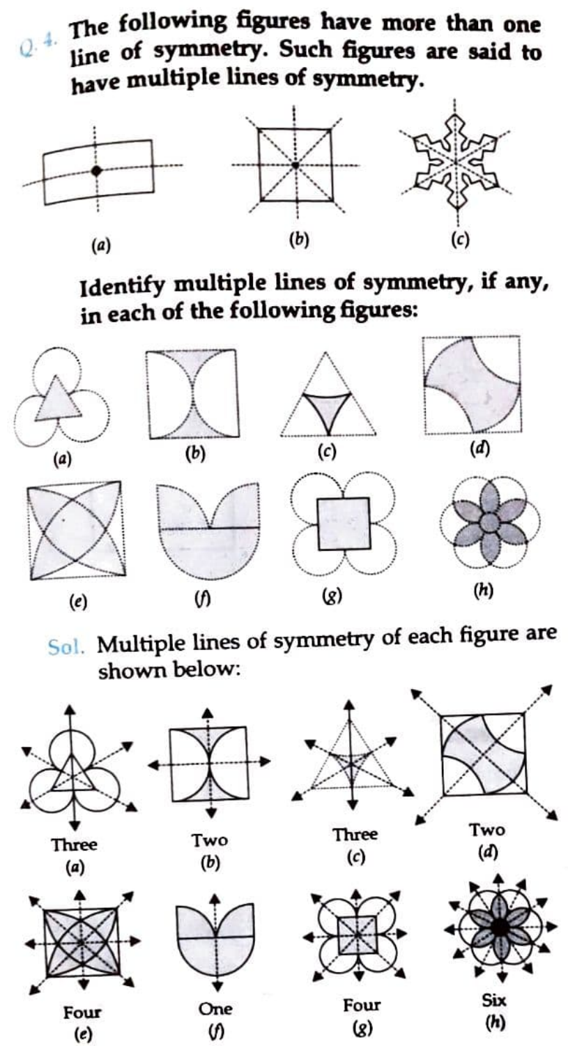**Q. 4.** **The following figures have more than one line of symmetry. Such figures are said to have multiple lines of symmetry.**

(a) (b) (c)

**Identify multiple lines of symmetry, if any, in each of the following figures:**

(a) (b) (c) (d)

(e) (f) (g) (h)

**Sol.** Multiple lines of symmetry of each figure are shown below:

Three
(a)

Two
(b)

Three
(c)

Two
(d)

Four
(e)

One
(f)

Four
(g)

Six
(h)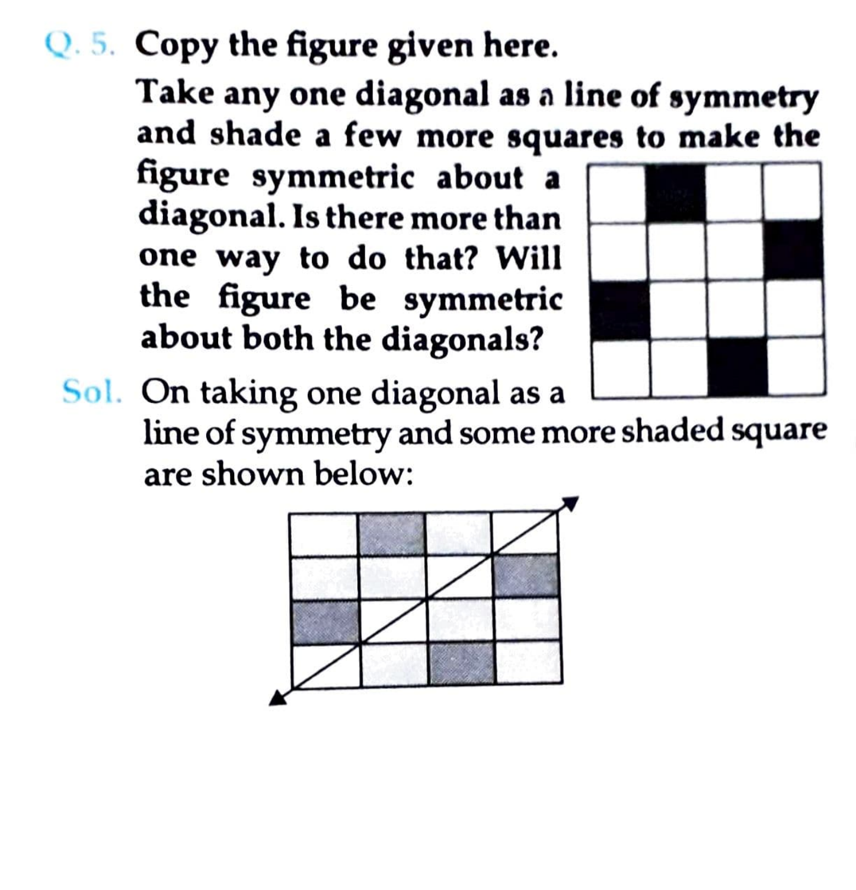**Q. 5. Copy the figure given here.**

**Take any one diagonal as a line of symmetry and shade a few more squares to make the figure symmetric about a diagonal. Is there more than one way to do that? Will the figure be symmetric about both the diagonals?**

**Sol.** On taking one diagonal as a line of symmetry and some more shaded square are shown below: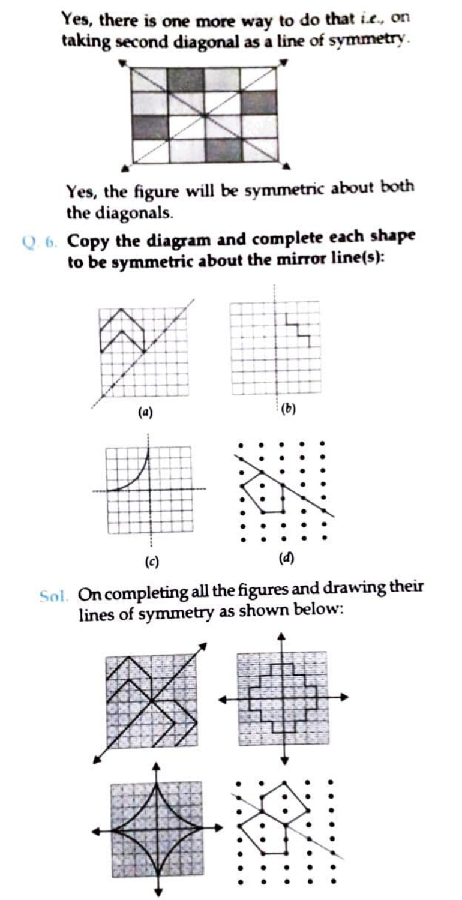Yes, there is one more way to do that *i.e.*, on taking second diagonal as a line of symmetry.

Yes, the figure will be symmetric about both the diagonals.

**Q. 6. Copy the diagram and complete each shape to be symmetric about the mirror line(s):**

(a)

(b)

(c)

(d)

**Sol.** On completing all the figures and drawing their lines of symmetry as shown below: